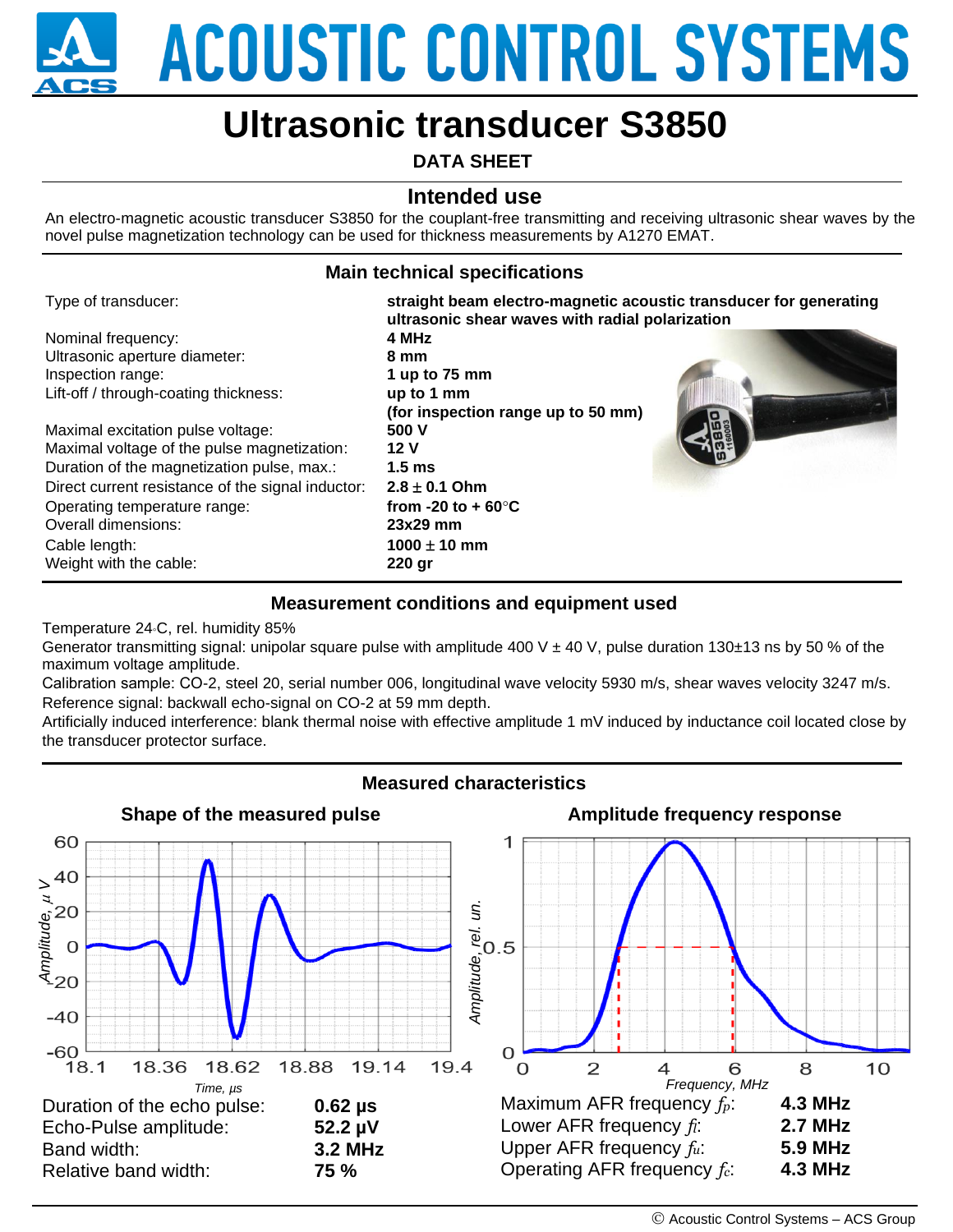# ACOUSTIC CONTROL SYSTEMS

# Ultrasonic transducer S3850

**DATA SHEET**

## Intended use

An electro-magnetic acoustic transducer S3850 for the couplant-free transmitting and receiving ultrasonic shear waves by the novel pulse magnetization technology can be used for thickness measurements by A1270 EMAT.

## Main technical specifications

| | |
|---|---|
| Type of transducer: | **straight beam electro-magnetic acoustic transducer for generating ultrasonic shear waves with radial polarization** |
| Nominal frequency: | **4 MHz** |
| Ultrasonic aperture diameter: | **8 mm** |
| Inspection range: | **1 up to 75 mm** |
| Lift-off / through-coating thickness: | **up to 1 mm (for inspection range up to 50 mm)** |
| Maximal excitation pulse voltage: | **500 V** |
| Maximal voltage of the pulse magnetization: | **12 V** |
| Duration of the magnetization pulse, max.: | **1.5 ms** |
| Direct current resistance of the signal inductor: | **2.8 ± 0.1 Ohm** |
| Operating temperature range: | **from -20 to + 60°C** |
| Overall dimensions: | **23x29 mm** |
| Cable length: | **1000 ± 10 mm** |
| Weight with the cable: | **220 gr** |

## Measurement conditions and equipment used

Temperature 24°C, rel. humidity 85%

Generator transmitting signal: unipolar square pulse with amplitude 400 V ± 40 V, pulse duration 130±13 ns by 50 % of the maximum voltage amplitude.

Calibration sample: CO-2, steel 20, serial number 006, longitudinal wave velocity 5930 m/s, shear waves velocity 3247 m/s.

Reference signal: backwall echo-signal on CO-2 at 59 mm depth.

Artificially induced interference: blank thermal noise with effective amplitude 1 mV induced by inductance coil located close by the transducer protector surface.

## Measured characteristics

### Shape of the measured pulse

| | |
|---|---|
| Duration of the echo pulse: | **0.62 µs** |
| Echo-Pulse amplitude: | **52.2 µV** |
| Band width: | **3.2 MHz** |
| Relative band width: | **75 %** |

### Amplitude frequency response

| | |
|---|---|
| Maximum AFR frequency $f_p$: | **4.3 MHz** |
| Lower AFR frequency $f_l$: | **2.7 MHz** |
| Upper AFR frequency $f_u$: | **5.9 MHz** |
| Operating AFR frequency $f_c$: | **4.3 MHz** |

© Acoustic Control Systems – ACS Group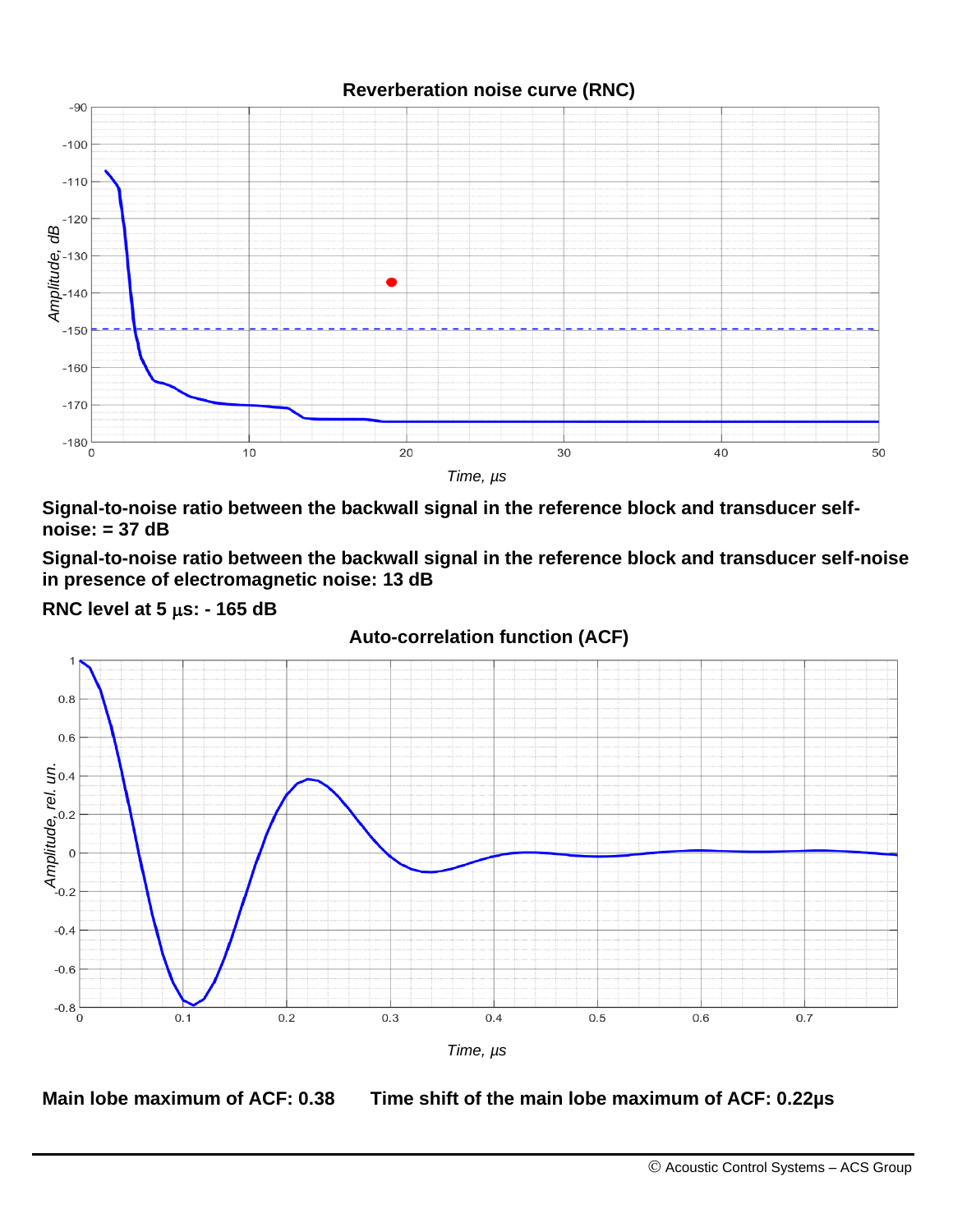**Reverberation noise curve (RNC)**

Amplitude, dB

-90
-100
-110
-120
-130
-140
-150
-160
-170
-180

0
10
20
30
40
50

Time, μs

**Signal-to-noise ratio between the backwall signal in the reference block and transducer self-noise: = 37 dB**

**Signal-to-noise ratio between the backwall signal in the reference block and transducer self-noise in presence of electromagnetic noise: 13 dB**

**RNC level at 5 μs: - 165 dB**

**Auto-correlation function (ACF)**

Amplitude, rel. un.

1
0.8
0.6
0.4
0.2
0
-0.2
-0.4
-0.6
-0.8

0
0.1
0.2
0.3
0.4
0.5
0.6
0.7

Time, μs

**Main lobe maximum of ACF: 0.38** **Time shift of the main lobe maximum of ACF: 0.22μs**

© Acoustic Control Systems – ACS Group